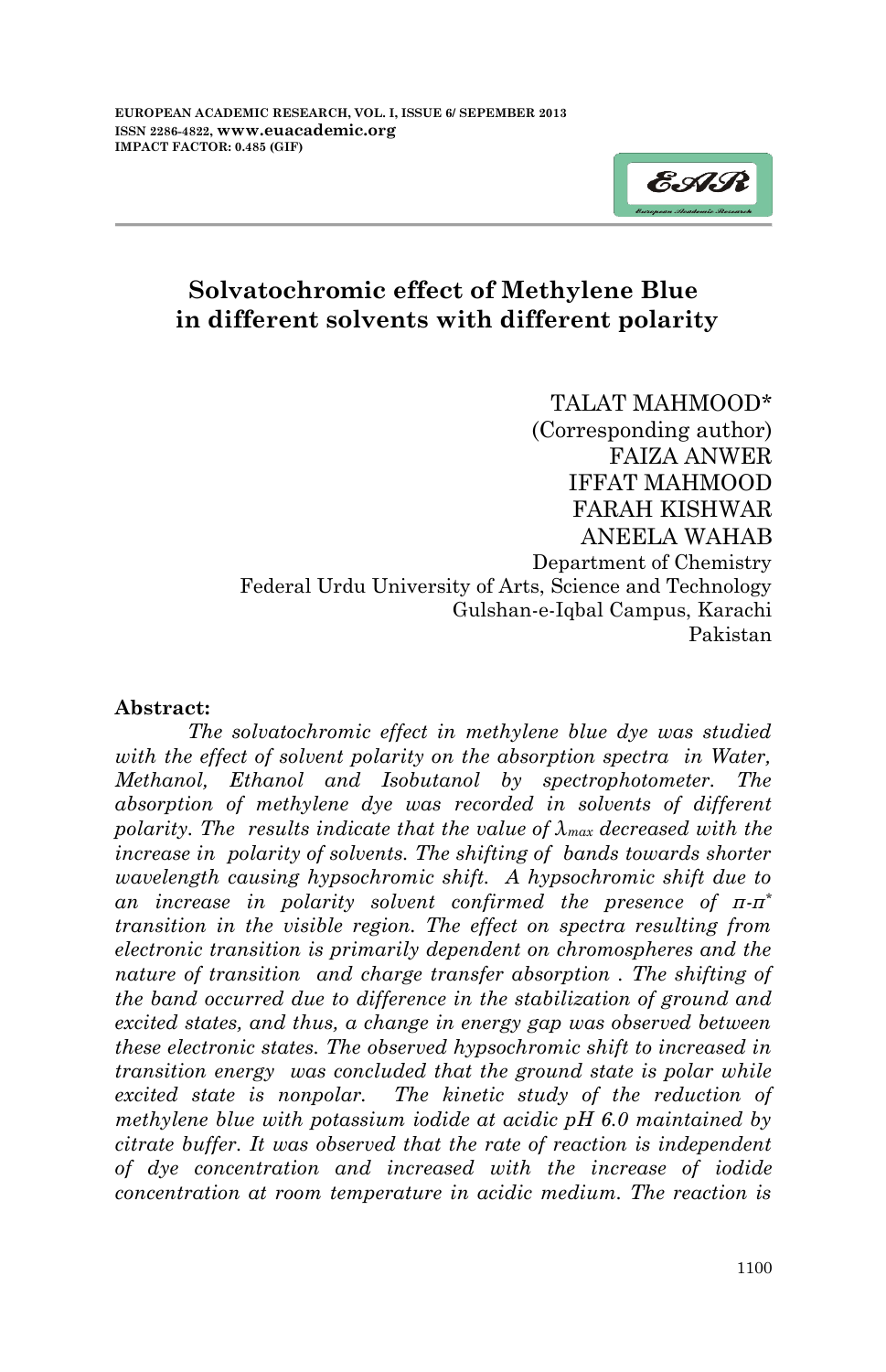# Solvatochromic effect of Methylene Blue in different solvents with different polarity

TALAT MAHMOOD*
(Corresponding author)
FAIZA ANWER
IFFAT MAHMOOD
FARAH KISHWAR
ANEELA WAHAB
Department of Chemistry
Federal Urdu University of Arts, Science and Technology
Gulshan-e-Iqbal Campus, Karachi
Pakistan

**Abstract:**

*The solvatochromic effect in methylene blue dye was studied with the effect of solvent polarity on the absorption spectra in Water, Methanol, Ethanol and Isobutanol by spectrophotometer. The absorption of methylene dye was recorded in solvents of different polarity. The results indicate that the value of $\lambda_{max}$ decreased with the increase in polarity of solvents. The shifting of bands towards shorter wavelength causing hypsochromic shift. A hypsochromic shift due to an increase in polarity solvent confirmed the presence of $\pi$-$\pi^*$ transition in the visible region. The effect on spectra resulting from electronic transition is primarily dependent on chromospheres and the nature of transition and charge transfer absorption . The shifting of the band occurred due to difference in the stabilization of ground and excited states, and thus, a change in energy gap was observed between these electronic states. The observed hypsochromic shift to increased in transition energy was concluded that the ground state is polar while excited state is nonpolar. The kinetic study of the reduction of methylene blue with potassium iodide at acidic pH 6.0 maintained by citrate buffer. It was observed that the rate of reaction is independent of dye concentration and increased with the increase of iodide concentration at room temperature in acidic medium. The reaction is*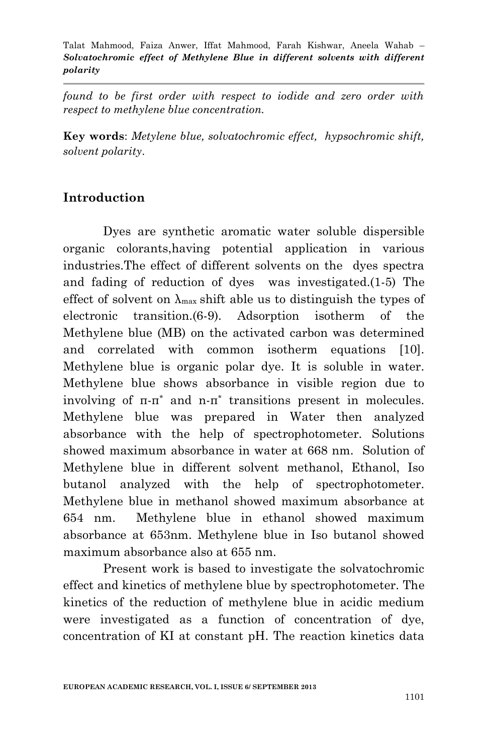*found to be first order with respect to iodide and zero order with respect to methylene blue concentration.*

**Key words**: *Metylene blue, solvatochromic effect, hypsochromic shift, solvent polarity*.

## Introduction

Dyes are synthetic aromatic water soluble dispersible organic colorants,having potential application in various industries.The effect of different solvents on the dyes spectra and fading of reduction of dyes was investigated.(1-5) The effect of solvent on $\lambda_{max}$ shift able us to distinguish the types of electronic transition.(6-9). Adsorption isotherm of the Methylene blue (MB) on the activated carbon was determined and correlated with common isotherm equations [10]. Methylene blue is organic polar dye. It is soluble in water. Methylene blue shows absorbance in visible region due to involving of $\pi$-$\pi^*$ and n-$\pi^*$ transitions present in molecules. Methylene blue was prepared in Water then analyzed absorbance with the help of spectrophotometer. Solutions showed maximum absorbance in water at 668 nm. Solution of Methylene blue in different solvent methanol, Ethanol, Iso butanol analyzed with the help of spectrophotometer. Methylene blue in methanol showed maximum absorbance at 654 nm. Methylene blue in ethanol showed maximum absorbance at 653nm. Methylene blue in Iso butanol showed maximum absorbance also at 655 nm.

Present work is based to investigate the solvatochromic effect and kinetics of methylene blue by spectrophotometer. The kinetics of the reduction of methylene blue in acidic medium were investigated as a function of concentration of dye, concentration of KI at constant pH. The reaction kinetics data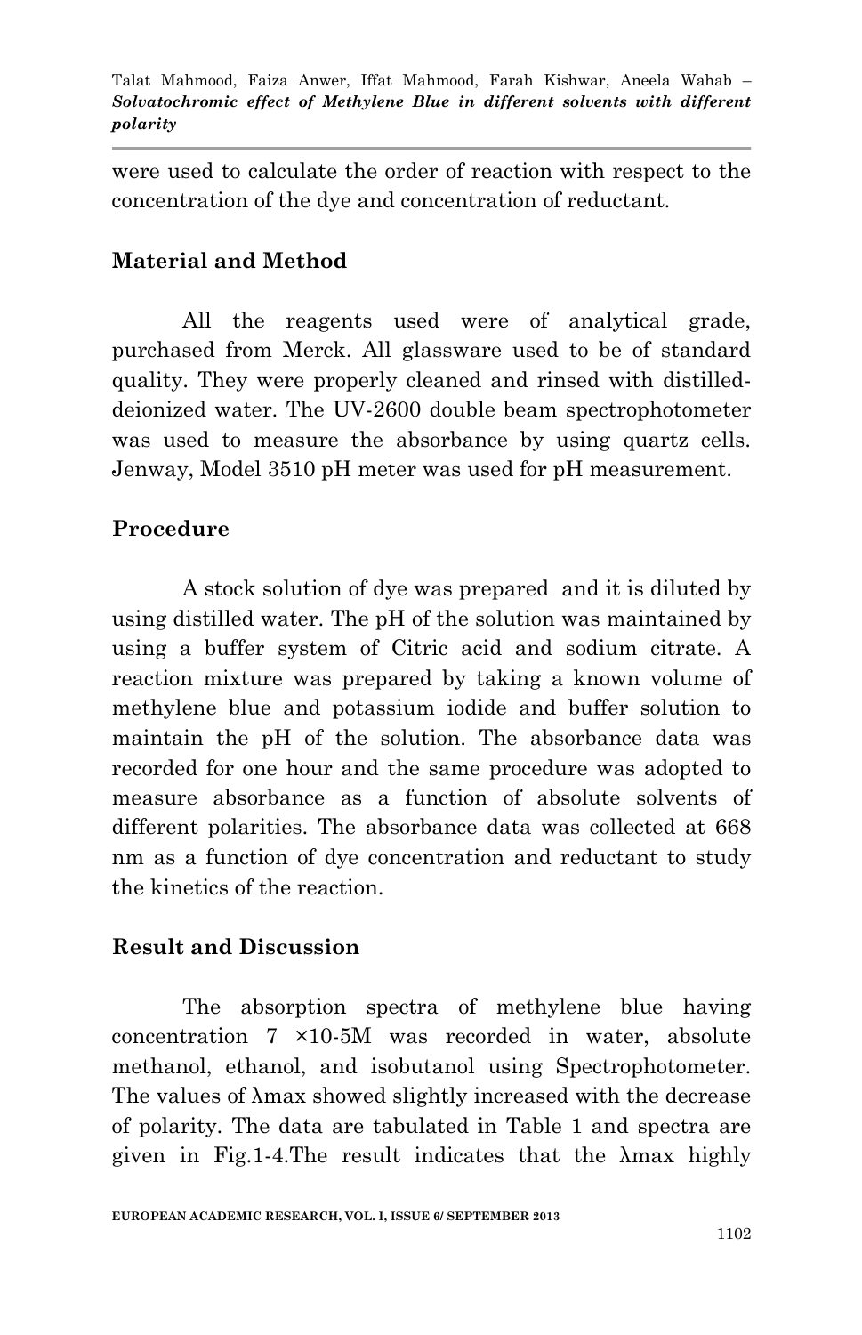were used to calculate the order of reaction with respect to the concentration of the dye and concentration of reductant.

## Material and Method

All the reagents used were of analytical grade, purchased from Merck. All glassware used to be of standard quality. They were properly cleaned and rinsed with distilled-deionized water. The UV-2600 double beam spectrophotometer was used to measure the absorbance by using quartz cells. Jenway, Model 3510 pH meter was used for pH measurement.

## Procedure

A stock solution of dye was prepared and it is diluted by using distilled water. The pH of the solution was maintained by using a buffer system of Citric acid and sodium citrate. A reaction mixture was prepared by taking a known volume of methylene blue and potassium iodide and buffer solution to maintain the pH of the solution. The absorbance data was recorded for one hour and the same procedure was adopted to measure absorbance as a function of absolute solvents of different polarities. The absorbance data was collected at 668 nm as a function of dye concentration and reductant to study the kinetics of the reaction.

## Result and Discussion

The absorption spectra of methylene blue having concentration $7 \times 10^{-5}$M was recorded in water, absolute methanol, ethanol, and isobutanol using Spectrophotometer. The values of $\lambda_{max}$ showed slightly increased with the decrease of polarity. The data are tabulated in Table 1 and spectra are given in Fig.1-4.The result indicates that the $\lambda_{max}$ highly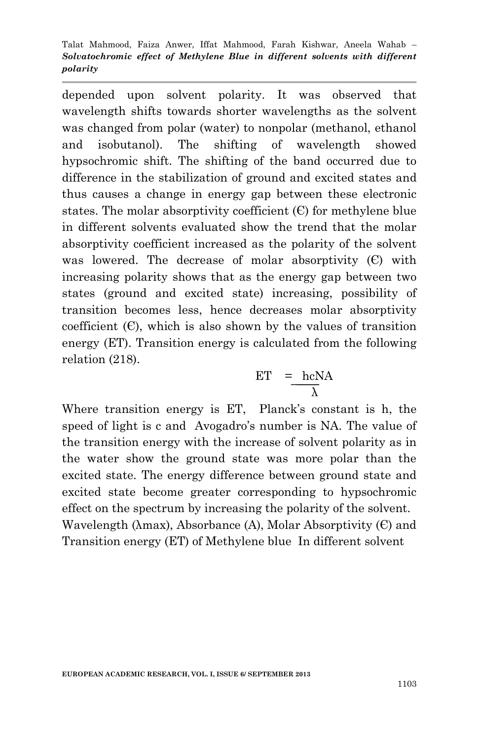depended upon solvent polarity. It was observed that wavelength shifts towards shorter wavelengths as the solvent was changed from polar (water) to nonpolar (methanol, ethanol and isobutanol). The shifting of wavelength showed hypsochromic shift. The shifting of the band occurred due to difference in the stabilization of ground and excited states and thus causes a change in energy gap between these electronic states. The molar absorptivity coefficient (Є) for methylene blue in different solvents evaluated show the trend that the molar absorptivity coefficient increased as the polarity of the solvent was lowered. The decrease of molar absorptivity (Є) with increasing polarity shows that as the energy gap between two states (ground and excited state) increasing, possibility of transition becomes less, hence decreases molar absorptivity coefficient (Є), which is also shown by the values of transition energy (ET). Transition energy is calculated from the following relation (218).

$$ET = \frac{hcNA}{\lambda}$$

Where transition energy is ET, Planck's constant is h, the speed of light is c and Avogadro's number is NA. The value of the transition energy with the increase of solvent polarity as in the water show the ground state was more polar than the excited state. The energy difference between ground state and excited state become greater corresponding to hypsochromic effect on the spectrum by increasing the polarity of the solvent.

Wavelength ($\lambda max$), Absorbance (A), Molar Absorptivity (Є) and Transition energy (ET) of Methylene blue In different solvent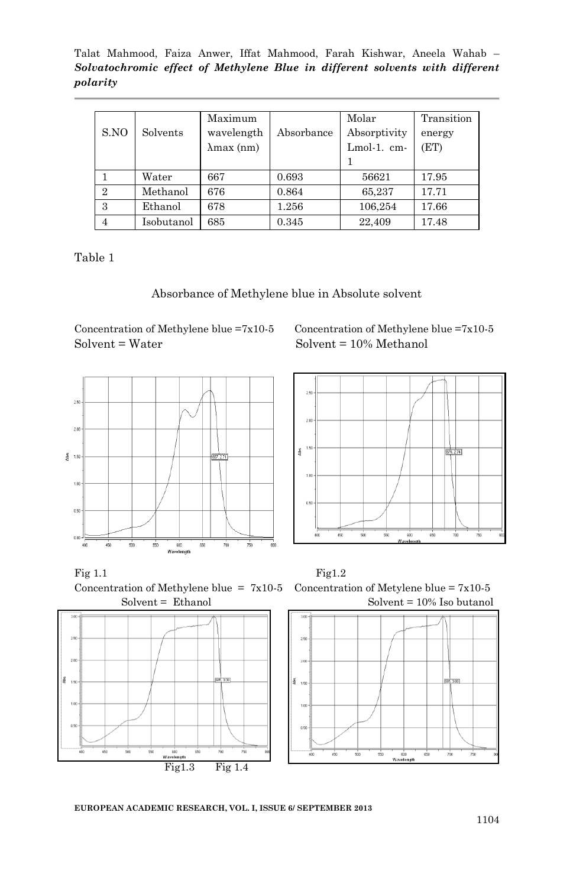| S.NO | Solvents | Maximum wavelength λmax (nm) | Absorbance | Molar Absorptivity Lmol-1. cm-1 | Transition energy (ET) |
|---|---|---|---|---|---|
| 1 | Water | 667 | 0.693 | 56621 | 17.95 |
| 2 | Methanol | 676 | 0.864 | 65,237 | 17.71 |
| 3 | Ethanol | 678 | 1.256 | 106,254 | 17.66 |
| 4 | Isobutanol | 685 | 0.345 | 22,409 | 17.48 |

Table 1

Absorbance of Methylene blue in Absolute solvent

Concentration of Methylene blue =7x10-5
Solvent = Water

Concentration of Methylene blue =7x10-5
Solvent = 10% Methanol

Fig 1.1

Fig1.2

Concentration of Methylene blue = 7x10-5
Solvent = Ethanol

Concentration of Metylene blue = 7x10-5
Solvent = 10% Iso butanol

Fig1.3 Fig 1.4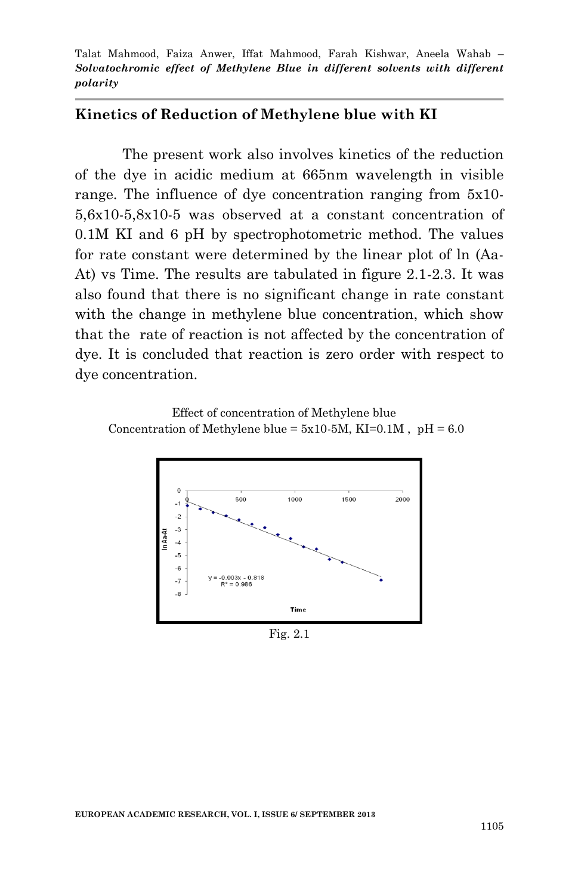## Kinetics of Reduction of Methylene blue with KI

The present work also involves kinetics of the reduction of the dye in acidic medium at 665nm wavelength in visible range. The influence of dye concentration ranging from 5x10-5,6x10-5,8x10-5 was observed at a constant concentration of 0.1M KI and 6 pH by spectrophotometric method. The values for rate constant were determined by the linear plot of ln (Aa-At) vs Time. The results are tabulated in figure 2.1-2.3. It was also found that there is no significant change in rate constant with the change in methylene blue concentration, which show that the rate of reaction is not affected by the concentration of dye. It is concluded that reaction is zero order with respect to dye concentration.

Effect of concentration of Methylene blue
Concentration of Methylene blue = 5x10-5M, KI=0.1M , pH = 6.0

Fig. 2.1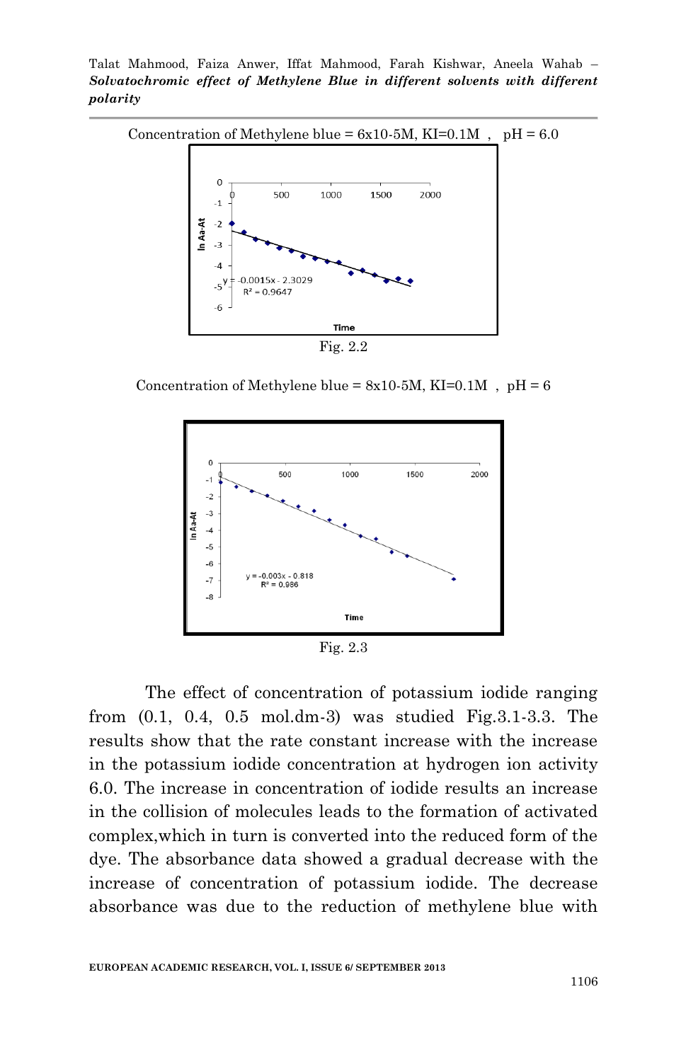Concentration of Methylene blue = 6x10-5M, KI=0.1M , pH = 6.0

Fig. 2.2

Concentration of Methylene blue = 8x10-5M, KI=0.1M , pH = 6

Fig. 2.3

The effect of concentration of potassium iodide ranging from (0.1, 0.4, 0.5 mol.dm-3) was studied Fig.3.1-3.3. The results show that the rate constant increase with the increase in the potassium iodide concentration at hydrogen ion activity 6.0. The increase in concentration of iodide results an increase in the collision of molecules leads to the formation of activated complex,which in turn is converted into the reduced form of the dye. The absorbance data showed a gradual decrease with the increase of concentration of potassium iodide. The decrease absorbance was due to the reduction of methylene blue with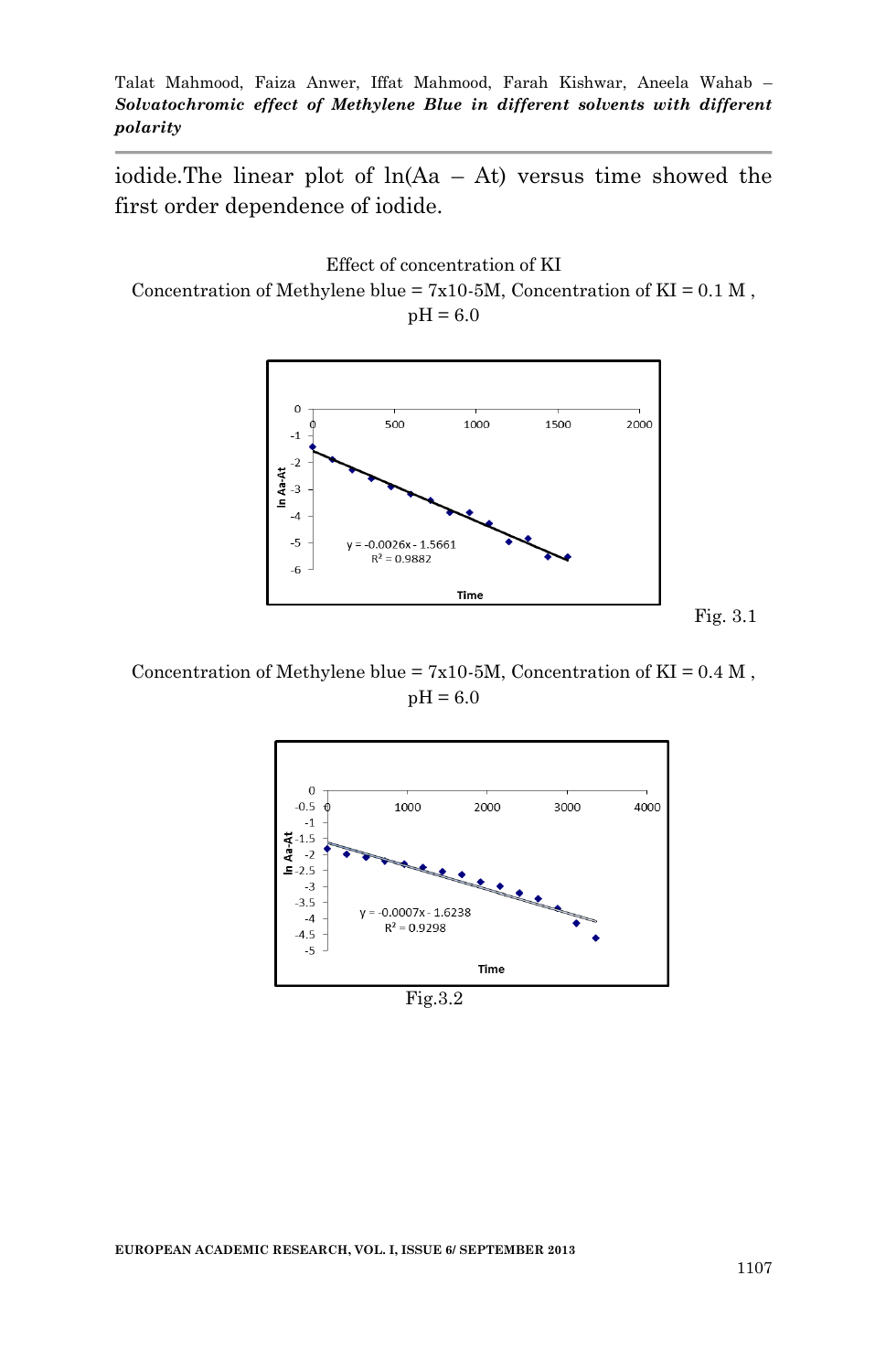iodide.The linear plot of ln(Aa – At) versus time showed the first order dependence of iodide.

Effect of concentration of KI

Concentration of Methylene blue = 7x10-5M, Concentration of KI = 0.1 M , pH = 6.0

Fig. 3.1

Concentration of Methylene blue = 7x10-5M, Concentration of KI = 0.4 M , pH = 6.0

Fig.3.2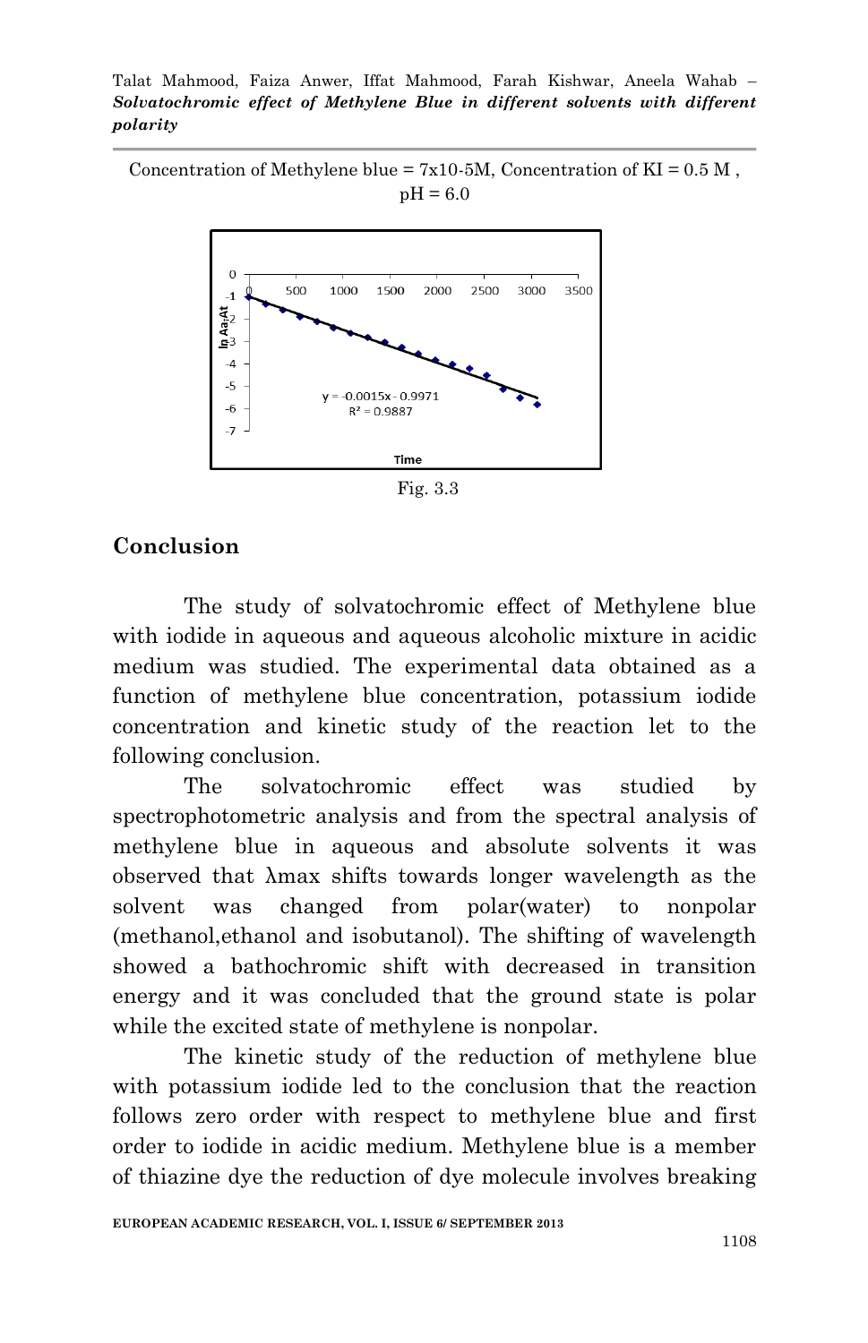Concentration of Methylene blue = 7x10-5M, Concentration of KI = 0.5 M , pH = 6.0

Fig. 3.3

## Conclusion

The study of solvatochromic effect of Methylene blue with iodide in aqueous and aqueous alcoholic mixture in acidic medium was studied. The experimental data obtained as a function of methylene blue concentration, potassium iodide concentration and kinetic study of the reaction let to the following conclusion.

The solvatochromic effect was studied by spectrophotometric analysis and from the spectral analysis of methylene blue in aqueous and absolute solvents it was observed that λmax shifts towards longer wavelength as the solvent was changed from polar(water) to nonpolar (methanol,ethanol and isobutanol). The shifting of wavelength showed a bathochromic shift with decreased in transition energy and it was concluded that the ground state is polar while the excited state of methylene is nonpolar.

The kinetic study of the reduction of methylene blue with potassium iodide led to the conclusion that the reaction follows zero order with respect to methylene blue and first order to iodide in acidic medium. Methylene blue is a member of thiazine dye the reduction of dye molecule involves breaking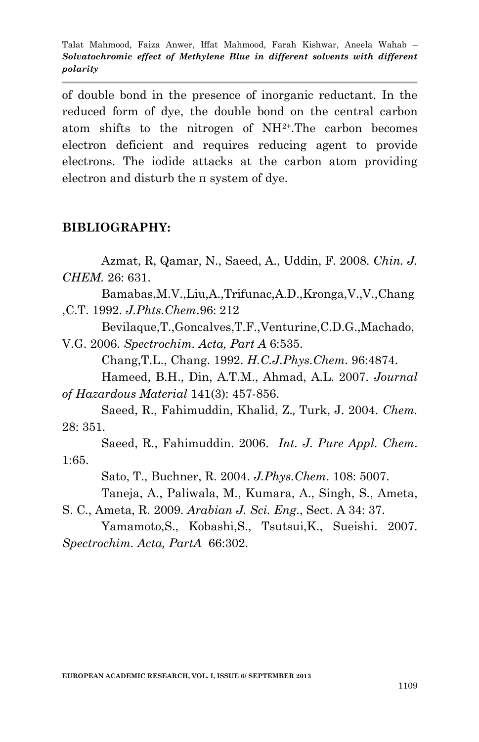of double bond in the presence of inorganic reductant. In the reduced form of dye, the double bond on the central carbon atom shifts to the nitrogen of $NH^{2+}$.The carbon becomes electron deficient and requires reducing agent to provide electrons. The iodide attacks at the carbon atom providing electron and disturb the π system of dye.

## BIBLIOGRAPHY:

Azmat, R, Qamar, N., Saeed, A., Uddin, F. 2008. *Chin. J. CHEM.* 26: 631.

Bamabas,M.V.,Liu,A.,Trifunac,A.D.,Kronga,V.,V.,Chang ,C.T. 1992. *J.Phts.Chem*.96: 212

Bevilaque,T.,Goncalves,T.F.,Venturine,C.D.G.,Machado, V.G. 2006. *Spectrochim. Acta, Part A* 6:535.

Chang,T.L., Chang. 1992. *H.C.J.Phys.Chem*. 96:4874.

Hameed, B.H., Din, A.T.M., Ahmad, A.L. 2007. *Journal of Hazardous Material* 141(3): 457-856.

Saeed, R., Fahimuddin, Khalid, Z., Turk, J. 2004. *Chem.* 28: 351.

Saeed, R., Fahimuddin. 2006. *Int. J. Pure Appl. Chem*. 1:65.

Sato, T., Buchner, R. 2004. *J.Phys.Chem*. 108: 5007.

Taneja, A., Paliwala, M., Kumara, A., Singh, S., Ameta, S. C., Ameta, R. 2009. *Arabian J. Sci. Eng*., Sect. A 34: 37.

Yamamoto,S., Kobashi,S., Tsutsui,K., Sueishi. 2007. *Spectrochim. Acta, PartA* 66:302.